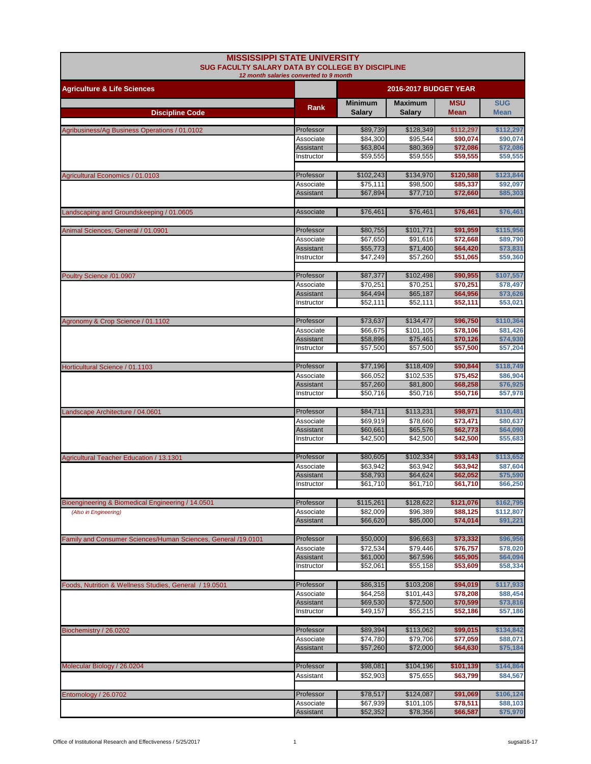# MISSISSIPPI STATE UNIVERSITY

## SUG FACULTY SALARY DATA BY COLLEGE BY DISCIPLINE

*12 month salaries converted to 9 month*

| Agriculture & Life Sciences | | 2016-2017 BUDGET YEAR | | | |
|---|---|---|---|---|---|
| **Discipline Code** | **Rank** | **Minimum Salary** | **Maximum Salary** | **MSU Mean** | **SUG Mean** |
| Agribusiness/Ag Business Operations / 01.0102 | Professor | $89,739 | $128,349 | $112,297 | $112,297 |
| | Associate | $84,300 | $95,544 | $90,074 | $90,074 |
| | Assistant | $63,804 | $80,369 | $72,086 | $72,086 |
| | Instructor | $59,555 | $59,555 | $59,555 | $59,555 |
| Agricultural Economics / 01.0103 | Professor | $102,243 | $134,970 | $120,588 | $123,844 |
| | Associate | $75,111 | $98,500 | $85,337 | $92,097 |
| | Assistant | $67,894 | $77,710 | $72,660 | $85,303 |
| Landscaping and Groundskeeping / 01.0605 | Associate | $76,461 | $76,461 | $76,461 | $76,461 |
| Animal Sciences, General / 01.0901 | Professor | $80,755 | $101,771 | $91,959 | $115,956 |
| | Associate | $67,650 | $91,616 | $72,668 | $89,790 |
| | Assistant | $55,773 | $71,400 | $64,420 | $73,831 |
| | Instructor | $47,249 | $57,260 | $51,065 | $59,360 |
| Poultry Science /01.0907 | Professor | $87,377 | $102,498 | $90,955 | $107,557 |
| | Associate | $70,251 | $70,251 | $70,251 | $78,497 |
| | Assistant | $64,494 | $65,187 | $64,956 | $73,626 |
| | Instructor | $52,111 | $52,111 | $52,111 | $53,021 |
| Agronomy & Crop Science / 01.1102 | Professor | $73,637 | $134,477 | $96,750 | $110,364 |
| | Associate | $66,675 | $101,105 | $78,106 | $81,426 |
| | Assistant | $58,896 | $75,461 | $70,126 | $74,930 |
| | Instructor | $57,500 | $57,500 | $57,500 | $57,204 |
| Horticultural Science / 01.1103 | Professor | $77,196 | $118,409 | $90,844 | $118,749 |
| | Associate | $66,052 | $102,535 | $75,452 | $86,904 |
| | Assistant | $57,260 | $81,800 | $68,258 | $76,925 |
| | Instructor | $50,716 | $50,716 | $50,716 | $57,978 |
| Landscape Architecture / 04.0601 | Professor | $84,711 | $113,231 | $98,971 | $110,481 |
| | Associate | $69,919 | $78,660 | $73,471 | $80,637 |
| | Assistant | $60,661 | $65,576 | $62,773 | $64,090 |
| | Instructor | $42,500 | $42,500 | $42,500 | $55,683 |
| Agricultural Teacher Education / 13.1301 | Professor | $80,605 | $102,334 | $93,143 | $113,652 |
| | Associate | $63,942 | $63,942 | $63,942 | $87,604 |
| | Assistant | $58,793 | $64,624 | $62,052 | $75,590 |
| | Instructor | $61,710 | $61,710 | $61,710 | $66,250 |
| Bioengineering & Biomedical Engineering / 14.0501 | Professor | $115,261 | $128,622 | $121,076 | $162,795 |
| *(Also in Engineering)* | Associate | $82,009 | $96,389 | $88,125 | $112,807 |
| | Assistant | $66,620 | $85,000 | $74,014 | $91,221 |
| Family and Consumer Sciences/Human Sciences, General /19.0101 | Professor | $50,000 | $96,663 | $73,332 | $96,956 |
| | Associate | $72,534 | $79,446 | $76,757 | $78,020 |
| | Assistant | $61,000 | $67,596 | $65,905 | $64,094 |
| | Instructor | $52,061 | $55,158 | $53,609 | $58,334 |
| Foods, Nutrition & Wellness Studies, General / 19.0501 | Professor | $86,315 | $103,208 | $94,019 | $117,933 |
| | Associate | $64,258 | $101,443 | $78,208 | $88,454 |
| | Assistant | $69,530 | $72,500 | $70,599 | $73,816 |
| | Instructor | $49,157 | $55,215 | $52,186 | $57,186 |
| Biochemistry / 26.0202 | Professor | $89,394 | $113,062 | $99,015 | $134,842 |
| | Associate | $74,780 | $79,706 | $77,059 | $88,071 |
| | Assistant | $57,260 | $72,000 | $64,630 | $75,184 |
| Molecular Biology / 26.0204 | Professor | $98,081 | $104,196 | $101,139 | $144,864 |
| | Assistant | $52,903 | $75,655 | $63,799 | $84,567 |
| Entomology / 26.0702 | Professor | $78,517 | $124,087 | $91,069 | $106,124 |
| | Associate | $67,939 | $101,105 | $78,511 | $88,103 |
| | Assistant | $52,352 | $78,356 | $66,587 | $75,970 |

Office of Institutional Research and Effectiveness / 5/25/2017 sugsal16-17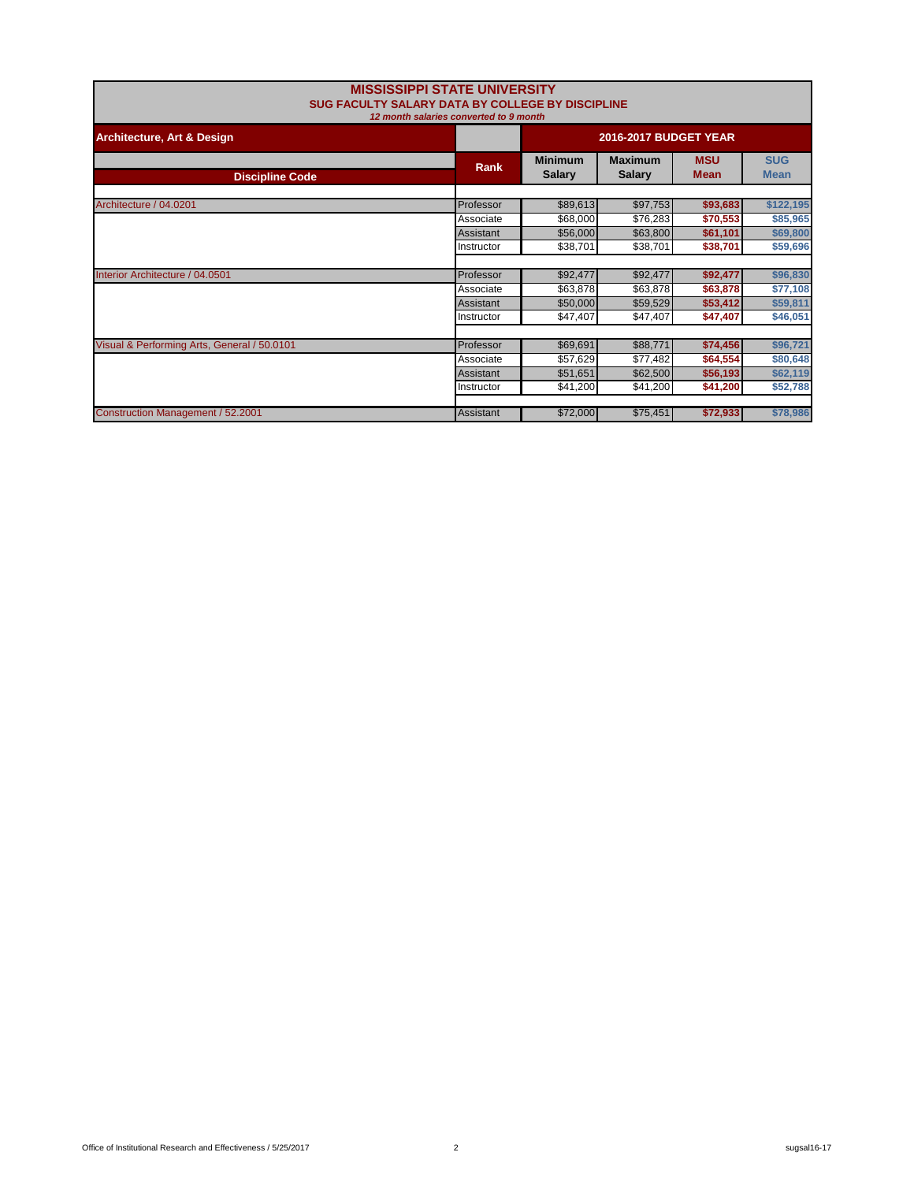# MISSISSIPPI STATE UNIVERSITY

## SUG FACULTY SALARY DATA BY COLLEGE BY DISCIPLINE

*12 month salaries converted to 9 month*

| Architecture, Art & Design | | 2016-2017 BUDGET YEAR | | | |
|---|---|---|---|---|---|
| **Discipline Code** | **Rank** | **Minimum Salary** | **Maximum Salary** | **MSU Mean** | **SUG Mean** |
| Architecture / 04.0201 | Professor | $89,613 | $97,753 | **$93,683** | **$122,195** |
| | Associate | $68,000 | $76,283 | **$70,553** | **$85,965** |
| | Assistant | $56,000 | $63,800 | **$61,101** | **$69,800** |
| | Instructor | $38,701 | $38,701 | **$38,701** | **$59,696** |
| Interior Architecture / 04.0501 | Professor | $92,477 | $92,477 | **$92,477** | **$96,830** |
| | Associate | $63,878 | $63,878 | **$63,878** | **$77,108** |
| | Assistant | $50,000 | $59,529 | **$53,412** | **$59,811** |
| | Instructor | $47,407 | $47,407 | **$47,407** | **$46,051** |
| Visual & Performing Arts, General / 50.0101 | Professor | $69,691 | $88,771 | **$74,456** | **$96,721** |
| | Associate | $57,629 | $77,482 | **$64,554** | **$80,648** |
| | Assistant | $51,651 | $62,500 | **$56,193** | **$62,119** |
| | Instructor | $41,200 | $41,200 | **$41,200** | **$52,788** |
| Construction Management / 52.2001 | Assistant | $72,000 | $75,451 | **$72,933** | **$78,986** |

Office of Institutional Research and Effectiveness / 5/25/2017 sugsal16-17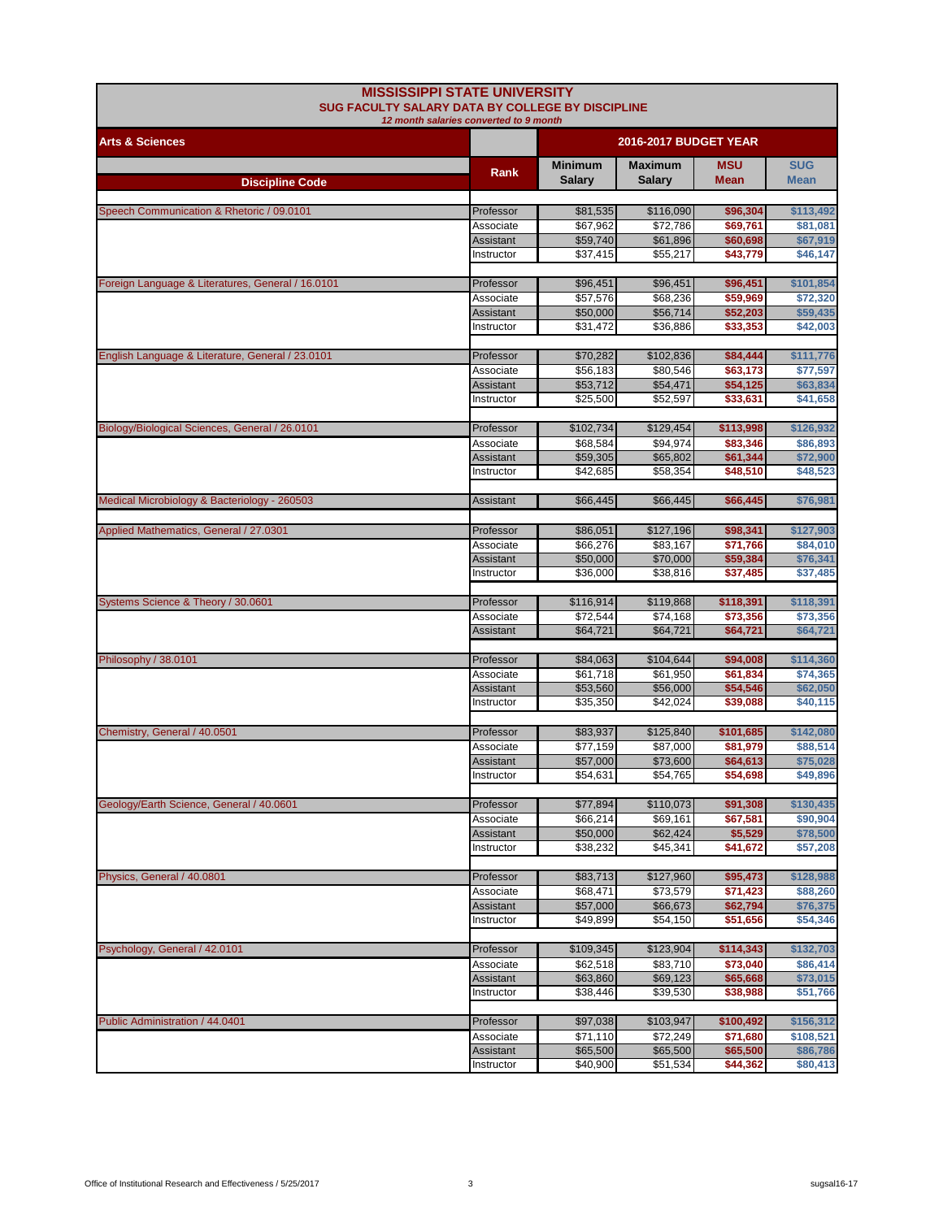# MISSISSIPPI STATE UNIVERSITY
## SUG FACULTY SALARY DATA BY COLLEGE BY DISCIPLINE
*12 month salaries converted to 9 month*

| Arts & Sciences | | 2016-2017 BUDGET YEAR | | | |
|---|---|---|---|---|---|
| Discipline Code | Rank | Minimum Salary | Maximum Salary | MSU Mean | SUG Mean |
| Speech Communication & Rhetoric / 09.0101 | Professor | $81,535 | $116,090 | $96,304 | $113,492 |
| | Associate | $67,962 | $72,786 | $69,761 | $81,081 |
| | Assistant | $59,740 | $61,896 | $60,698 | $67,919 |
| | Instructor | $37,415 | $55,217 | $43,779 | $46,147 |
| Foreign Language & Literatures, General / 16.0101 | Professor | $96,451 | $96,451 | $96,451 | $101,854 |
| | Associate | $57,576 | $68,236 | $59,969 | $72,320 |
| | Assistant | $50,000 | $56,714 | $52,203 | $59,435 |
| | Instructor | $31,472 | $36,886 | $33,353 | $42,003 |
| English Language & Literature, General / 23.0101 | Professor | $70,282 | $102,836 | $84,444 | $111,776 |
| | Associate | $56,183 | $80,546 | $63,173 | $77,597 |
| | Assistant | $53,712 | $54,471 | $54,125 | $63,834 |
| | Instructor | $25,500 | $52,597 | $33,631 | $41,658 |
| Biology/Biological Sciences, General / 26.0101 | Professor | $102,734 | $129,454 | $113,998 | $126,932 |
| | Associate | $68,584 | $94,974 | $83,346 | $86,893 |
| | Assistant | $59,305 | $65,802 | $61,344 | $72,900 |
| | Instructor | $42,685 | $58,354 | $48,510 | $48,523 |
| Medical Microbiology & Bacteriology - 260503 | Assistant | $66,445 | $66,445 | $66,445 | $76,981 |
| Applied Mathematics, General / 27.0301 | Professor | $86,051 | $127,196 | $98,341 | $127,903 |
| | Associate | $66,276 | $83,167 | $71,766 | $84,010 |
| | Assistant | $50,000 | $70,000 | $59,384 | $76,341 |
| | Instructor | $36,000 | $38,816 | $37,485 | $37,485 |
| Systems Science & Theory / 30.0601 | Professor | $116,914 | $119,868 | $118,391 | $118,391 |
| | Associate | $72,544 | $74,168 | $73,356 | $73,356 |
| | Assistant | $64,721 | $64,721 | $64,721 | $64,721 |
| Philosophy / 38.0101 | Professor | $84,063 | $104,644 | $94,008 | $114,360 |
| | Associate | $61,718 | $61,950 | $61,834 | $74,365 |
| | Assistant | $53,560 | $56,000 | $54,546 | $62,050 |
| | Instructor | $35,350 | $42,024 | $39,088 | $40,115 |
| Chemistry, General / 40.0501 | Professor | $83,937 | $125,840 | $101,685 | $142,080 |
| | Associate | $77,159 | $87,000 | $81,979 | $88,514 |
| | Assistant | $57,000 | $73,600 | $64,613 | $75,028 |
| | Instructor | $54,631 | $54,765 | $54,698 | $49,896 |
| Geology/Earth Science, General / 40.0601 | Professor | $77,894 | $110,073 | $91,308 | $130,435 |
| | Associate | $66,214 | $69,161 | $67,581 | $90,904 |
| | Assistant | $50,000 | $62,424 | $5,529 | $78,500 |
| | Instructor | $38,232 | $45,341 | $41,672 | $57,208 |
| Physics, General / 40.0801 | Professor | $83,713 | $127,960 | $95,473 | $128,988 |
| | Associate | $68,471 | $73,579 | $71,423 | $88,260 |
| | Assistant | $57,000 | $66,673 | $62,794 | $76,375 |
| | Instructor | $49,899 | $54,150 | $51,656 | $54,346 |
| Psychology, General / 42.0101 | Professor | $109,345 | $123,904 | $114,343 | $132,703 |
| | Associate | $62,518 | $83,710 | $73,040 | $86,414 |
| | Assistant | $63,860 | $69,123 | $65,668 | $73,015 |
| | Instructor | $38,446 | $39,530 | $38,988 | $51,766 |
| Public Administration / 44.0401 | Professor | $97,038 | $103,947 | $100,492 | $156,312 |
| | Associate | $71,110 | $72,249 | $71,680 | $108,521 |
| | Assistant | $65,500 | $65,500 | $65,500 | $86,786 |
| | Instructor | $40,900 | $51,534 | $44,362 | $80,413 |

Office of Institutional Research and Effectiveness / 5/25/2017 sugsal16-17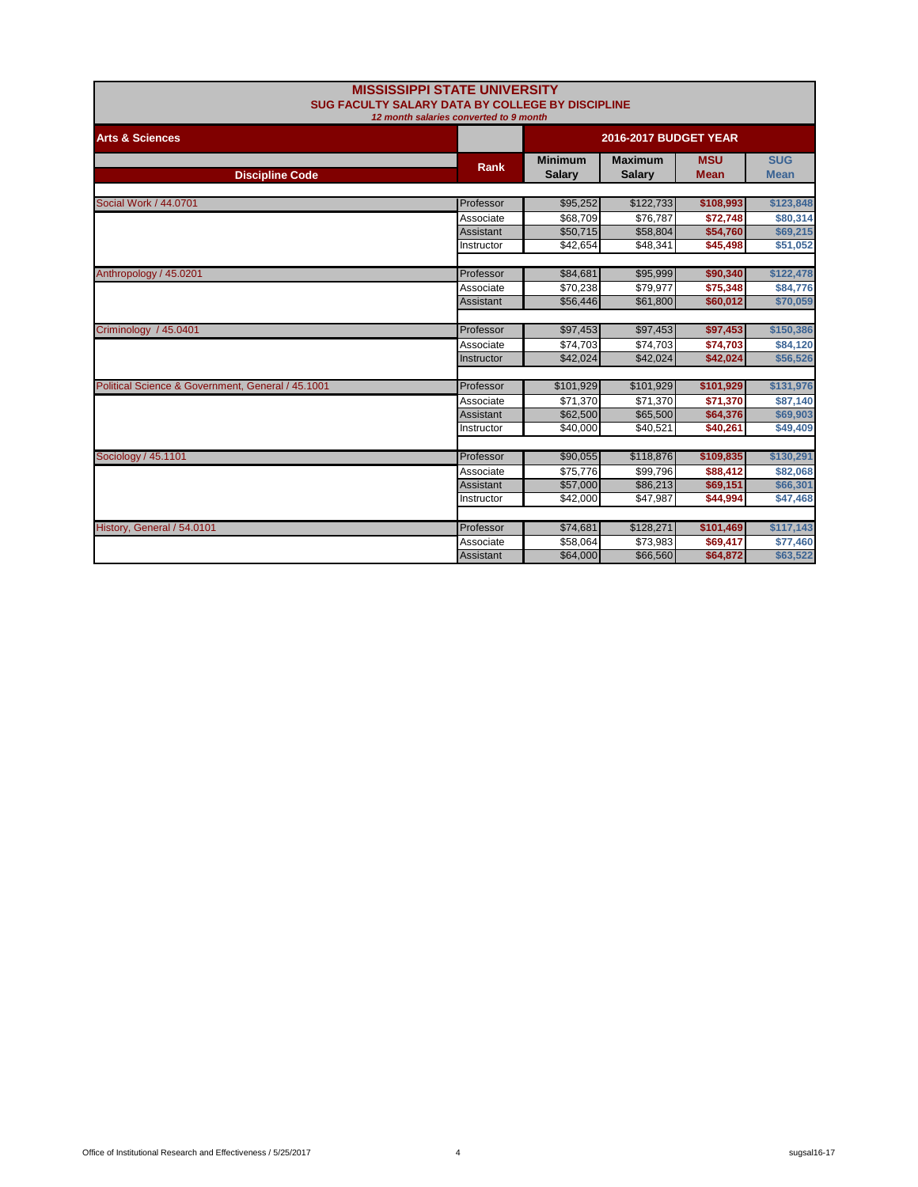# MISSISSIPPI STATE UNIVERSITY

## SUG FACULTY SALARY DATA BY COLLEGE BY DISCIPLINE

*12 month salaries converted to 9 month*

| Arts & Sciences | | 2016-2017 BUDGET YEAR | | | |
|---|---|---|---|---|---|
| **Discipline Code** | **Rank** | **Minimum Salary** | **Maximum Salary** | **MSU Mean** | **SUG Mean** |
| Social Work / 44.0701 | Professor | $95,252 | $122,733 | $108,993 | $123,848 |
| | Associate | $68,709 | $76,787 | $72,748 | $80,314 |
| | Assistant | $50,715 | $58,804 | $54,760 | $69,215 |
| | Instructor | $42,654 | $48,341 | $45,498 | $51,052 |
| Anthropology / 45.0201 | Professor | $84,681 | $95,999 | $90,340 | $122,478 |
| | Associate | $70,238 | $79,977 | $75,348 | $84,776 |
| | Assistant | $56,446 | $61,800 | $60,012 | $70,059 |
| Criminology / 45.0401 | Professor | $97,453 | $97,453 | $97,453 | $150,386 |
| | Associate | $74,703 | $74,703 | $74,703 | $84,120 |
| | Instructor | $42,024 | $42,024 | $42,024 | $56,526 |
| Political Science & Government, General / 45.1001 | Professor | $101,929 | $101,929 | $101,929 | $131,976 |
| | Associate | $71,370 | $71,370 | $71,370 | $87,140 |
| | Assistant | $62,500 | $65,500 | $64,376 | $69,903 |
| | Instructor | $40,000 | $40,521 | $40,261 | $49,409 |
| Sociology / 45.1101 | Professor | $90,055 | $118,876 | $109,835 | $130,291 |
| | Associate | $75,776 | $99,796 | $88,412 | $82,068 |
| | Assistant | $57,000 | $86,213 | $69,151 | $66,301 |
| | Instructor | $42,000 | $47,987 | $44,994 | $47,468 |
| History, General / 54.0101 | Professor | $74,681 | $128,271 | $101,469 | $117,143 |
| | Associate | $58,064 | $73,983 | $69,417 | $77,460 |
| | Assistant | $64,000 | $66,560 | $64,872 | $63,522 |

Office of Institutional Research and Effectiveness / 5/25/2017 sugsal16-17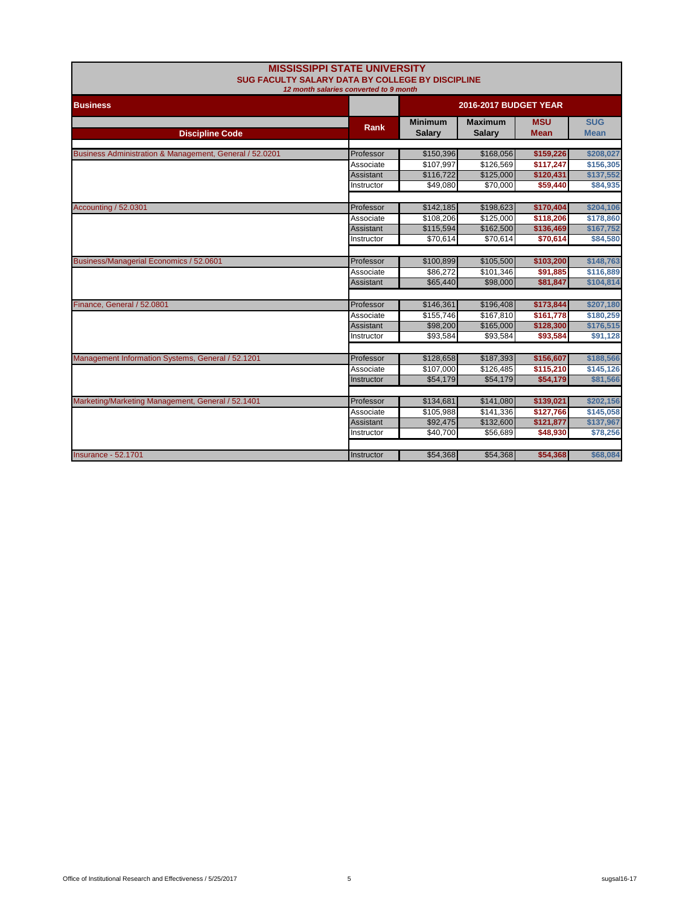# MISSISSIPPI STATE UNIVERSITY

## SUG FACULTY SALARY DATA BY COLLEGE BY DISCIPLINE

*12 month salaries converted to 9 month*

| Business | | 2016-2017 BUDGET YEAR | | | |
|---|---|---|---|---|---|
| **Discipline Code** | **Rank** | **Minimum Salary** | **Maximum Salary** | **MSU Mean** | **SUG Mean** |
| Business Administration & Management, General / 52.0201 | Professor | $150,396 | $168,056 | **$159,226** | **$208,027** |
| | Associate | $107,997 | $126,569 | **$117,247** | **$156,305** |
| | Assistant | $116,722 | $125,000 | **$120,431** | **$137,552** |
| | Instructor | $49,080 | $70,000 | **$59,440** | **$84,935** |
| Accounting / 52.0301 | Professor | $142,185 | $198,623 | **$170,404** | **$204,106** |
| | Associate | $108,206 | $125,000 | **$118,206** | **$178,860** |
| | Assistant | $115,594 | $162,500 | **$136,469** | **$167,752** |
| | Instructor | $70,614 | $70,614 | **$70,614** | **$84,580** |
| Business/Managerial Economics / 52.0601 | Professor | $100,899 | $105,500 | **$103,200** | **$148,763** |
| | Associate | $86,272 | $101,346 | **$91,885** | **$116,889** |
| | Assistant | $65,440 | $98,000 | **$81,847** | **$104,814** |
| Finance, General / 52.0801 | Professor | $146,361 | $196,408 | **$173,844** | **$207,180** |
| | Associate | $155,746 | $167,810 | **$161,778** | **$180,259** |
| | Assistant | $98,200 | $165,000 | **$128,300** | **$176,515** |
| | Instructor | $93,584 | $93,584 | **$93,584** | **$91,128** |
| Management Information Systems, General / 52.1201 | Professor | $128,658 | $187,393 | **$156,607** | **$188,566** |
| | Associate | $107,000 | $126,485 | **$115,210** | **$145,126** |
| | Instructor | $54,179 | $54,179 | **$54,179** | **$81,566** |
| Marketing/Marketing Management, General / 52.1401 | Professor | $134,681 | $141,080 | **$139,021** | **$202,156** |
| | Associate | $105,988 | $141,336 | **$127,766** | **$145,058** |
| | Assistant | $92,475 | $132,600 | **$121,877** | **$137,967** |
| | Instructor | $40,700 | $56,689 | **$48,930** | **$78,256** |
| Insurance - 52.1701 | Instructor | $54,368 | $54,368 | **$54,368** | **$68,084** |

Office of Institutional Research and Effectiveness / 5/25/2017 sugsal16-17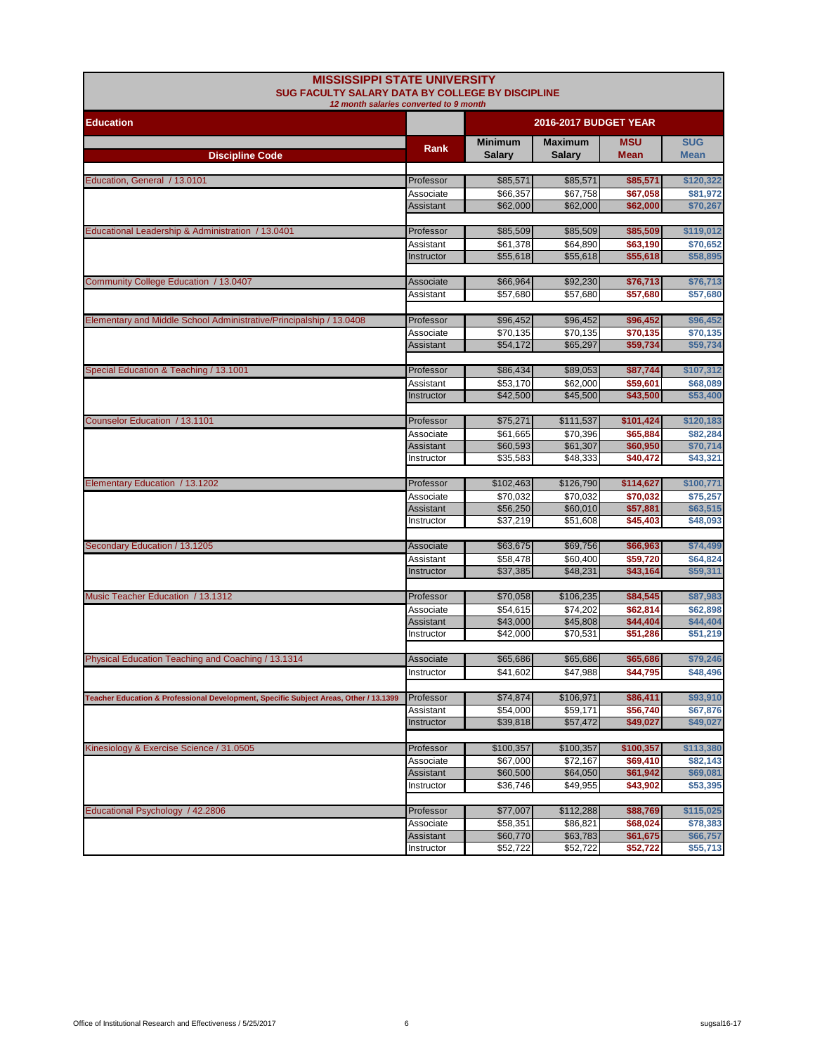# MISSISSIPPI STATE UNIVERSITY

## SUG FACULTY SALARY DATA BY COLLEGE BY DISCIPLINE

*12 month salaries converted to 9 month*

| Education | | 2016-2017 BUDGET YEAR | | | |
|---|---|---|---|---|---|
| **Discipline Code** | **Rank** | **Minimum Salary** | **Maximum Salary** | **MSU Mean** | **SUG Mean** |
| Education, General / 13.0101 | Professor | $85,571 | $85,571 | $85,571 | $120,322 |
| | Associate | $66,357 | $67,758 | $67,058 | $81,972 |
| | Assistant | $62,000 | $62,000 | $62,000 | $70,267 |
| Educational Leadership & Administration / 13.0401 | Professor | $85,509 | $85,509 | $85,509 | $119,012 |
| | Assistant | $61,378 | $64,890 | $63,190 | $70,652 |
| | Instructor | $55,618 | $55,618 | $55,618 | $58,895 |
| Community College Education / 13.0407 | Associate | $66,964 | $92,230 | $76,713 | $76,713 |
| | Assistant | $57,680 | $57,680 | $57,680 | $57,680 |
| Elementary and Middle School Administrative/Principalship / 13.0408 | Professor | $96,452 | $96,452 | $96,452 | $96,452 |
| | Associate | $70,135 | $70,135 | $70,135 | $70,135 |
| | Assistant | $54,172 | $65,297 | $59,734 | $59,734 |
| Special Education & Teaching / 13.1001 | Professor | $86,434 | $89,053 | $87,744 | $107,312 |
| | Assistant | $53,170 | $62,000 | $59,601 | $68,089 |
| | Instructor | $42,500 | $45,500 | $43,500 | $53,400 |
| Counselor Education / 13.1101 | Professor | $75,271 | $111,537 | $101,424 | $120,183 |
| | Associate | $61,665 | $70,396 | $65,884 | $82,284 |
| | Assistant | $60,593 | $61,307 | $60,950 | $70,714 |
| | Instructor | $35,583 | $48,333 | $40,472 | $43,321 |
| Elementary Education / 13.1202 | Professor | $102,463 | $126,790 | $114,627 | $100,771 |
| | Associate | $70,032 | $70,032 | $70,032 | $75,257 |
| | Assistant | $56,250 | $60,010 | $57,881 | $63,515 |
| | Instructor | $37,219 | $51,608 | $45,403 | $48,093 |
| Secondary Education / 13.1205 | Associate | $63,675 | $69,756 | $66,963 | $74,499 |
| | Assistant | $58,478 | $60,400 | $59,720 | $64,824 |
| | Instructor | $37,385 | $48,231 | $43,164 | $59,311 |
| Music Teacher Education / 13.1312 | Professor | $70,058 | $106,235 | $84,545 | $87,983 |
| | Associate | $54,615 | $74,202 | $62,814 | $62,898 |
| | Assistant | $43,000 | $45,808 | $44,404 | $44,404 |
| | Instructor | $42,000 | $70,531 | $51,286 | $51,219 |
| Physical Education Teaching and Coaching / 13.1314 | Associate | $65,686 | $65,686 | $65,686 | $79,246 |
| | Instructor | $41,602 | $47,988 | $44,795 | $48,496 |
| Teacher Education & Professional Development, Specific Subject Areas, Other / 13.1399 | Professor | $74,874 | $106,971 | $86,411 | $93,910 |
| | Assistant | $54,000 | $59,171 | $56,740 | $67,876 |
| | Instructor | $39,818 | $57,472 | $49,027 | $49,027 |
| Kinesiology & Exercise Science / 31.0505 | Professor | $100,357 | $100,357 | $100,357 | $113,380 |
| | Associate | $67,000 | $72,167 | $69,410 | $82,143 |
| | Assistant | $60,500 | $64,050 | $61,942 | $69,081 |
| | Instructor | $36,746 | $49,955 | $43,902 | $53,395 |
| Educational Psychology / 42.2806 | Professor | $77,007 | $112,288 | $88,769 | $115,025 |
| | Associate | $58,351 | $86,821 | $68,024 | $78,383 |
| | Assistant | $60,770 | $63,783 | $61,675 | $66,757 |
| | Instructor | $52,722 | $52,722 | $52,722 | $55,713 |

Office of Institutional Research and Effectiveness / 5/25/2017 — sugsal16-17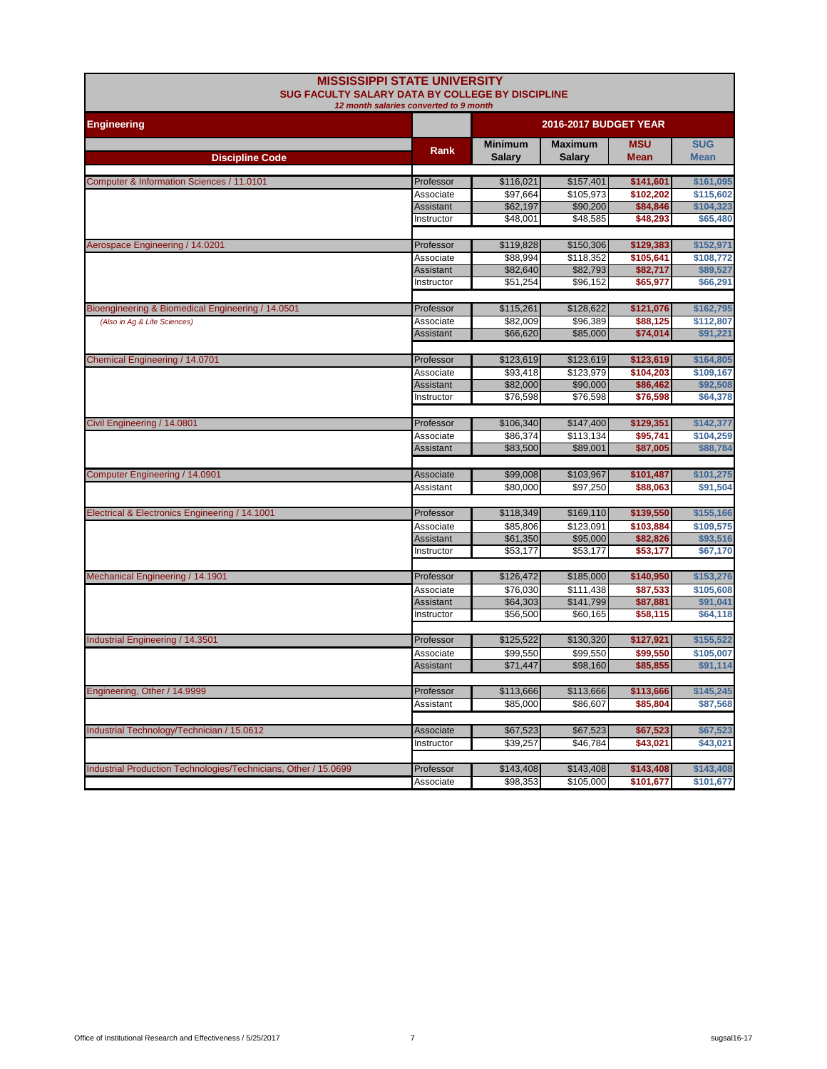# MISSISSIPPI STATE UNIVERSITY

## SUG FACULTY SALARY DATA BY COLLEGE BY DISCIPLINE

*12 month salaries converted to 9 month*

| Engineering | | 2016-2017 BUDGET YEAR | | | |
|---|---|---|---|---|---|
| **Discipline Code** | **Rank** | **Minimum Salary** | **Maximum Salary** | **MSU Mean** | **SUG Mean** |
| Computer & Information Sciences / 11.0101 | Professor | $116,021 | $157,401 | $141,601 | $161,095 |
| | Associate | $97,664 | $105,973 | $102,202 | $115,602 |
| | Assistant | $62,197 | $90,200 | $84,846 | $104,323 |
| | Instructor | $48,001 | $48,585 | $48,293 | $65,480 |
| Aerospace Engineering / 14.0201 | Professor | $119,828 | $150,306 | $129,383 | $152,971 |
| | Associate | $88,994 | $118,352 | $105,641 | $108,772 |
| | Assistant | $82,640 | $82,793 | $82,717 | $89,527 |
| | Instructor | $51,254 | $96,152 | $65,977 | $66,291 |
| Bioengineering & Biomedical Engineering / 14.0501 | Professor | $115,261 | $128,622 | $121,076 | $162,795 |
| *(Also in Ag & Life Sciences)* | Associate | $82,009 | $96,389 | $88,125 | $112,807 |
| | Assistant | $66,620 | $85,000 | $74,014 | $91,221 |
| Chemical Engineering / 14.0701 | Professor | $123,619 | $123,619 | $123,619 | $164,805 |
| | Associate | $93,418 | $123,979 | $104,203 | $109,167 |
| | Assistant | $82,000 | $90,000 | $86,462 | $92,508 |
| | Instructor | $76,598 | $76,598 | $76,598 | $64,378 |
| Civil Engineering / 14.0801 | Professor | $106,340 | $147,400 | $129,351 | $142,377 |
| | Associate | $86,374 | $113,134 | $95,741 | $104,259 |
| | Assistant | $83,500 | $89,001 | $87,005 | $88,784 |
| Computer Engineering / 14.0901 | Associate | $99,008 | $103,967 | $101,487 | $101,275 |
| | Assistant | $80,000 | $97,250 | $88,063 | $91,504 |
| Electrical & Electronics Engineering / 14.1001 | Professor | $118,349 | $169,110 | $139,550 | $155,166 |
| | Associate | $85,806 | $123,091 | $103,884 | $109,575 |
| | Assistant | $61,350 | $95,000 | $82,826 | $93,516 |
| | Instructor | $53,177 | $53,177 | $53,177 | $67,170 |
| Mechanical Engineering / 14.1901 | Professor | $126,472 | $185,000 | $140,950 | $153,276 |
| | Associate | $76,030 | $111,438 | $87,533 | $105,608 |
| | Assistant | $64,303 | $141,799 | $87,881 | $91,041 |
| | Instructor | $56,500 | $60,165 | $58,115 | $64,118 |
| Industrial Engineering / 14.3501 | Professor | $125,522 | $130,320 | $127,921 | $155,522 |
| | Associate | $99,550 | $99,550 | $99,550 | $105,007 |
| | Assistant | $71,447 | $98,160 | $85,855 | $91,114 |
| Engineering, Other / 14.9999 | Professor | $113,666 | $113,666 | $113,666 | $145,245 |
| | Assistant | $85,000 | $86,607 | $85,804 | $87,568 |
| Industrial Technology/Technician / 15.0612 | Associate | $67,523 | $67,523 | $67,523 | $67,523 |
| | Instructor | $39,257 | $46,784 | $43,021 | $43,021 |
| Industrial Production Technologies/Technicians, Other / 15.0699 | Professor | $143,408 | $143,408 | $143,408 | $143,408 |
| | Associate | $98,353 | $105,000 | $101,677 | $101,677 |

Office of Institutional Research and Effectiveness / 5/25/2017 sugsal16-17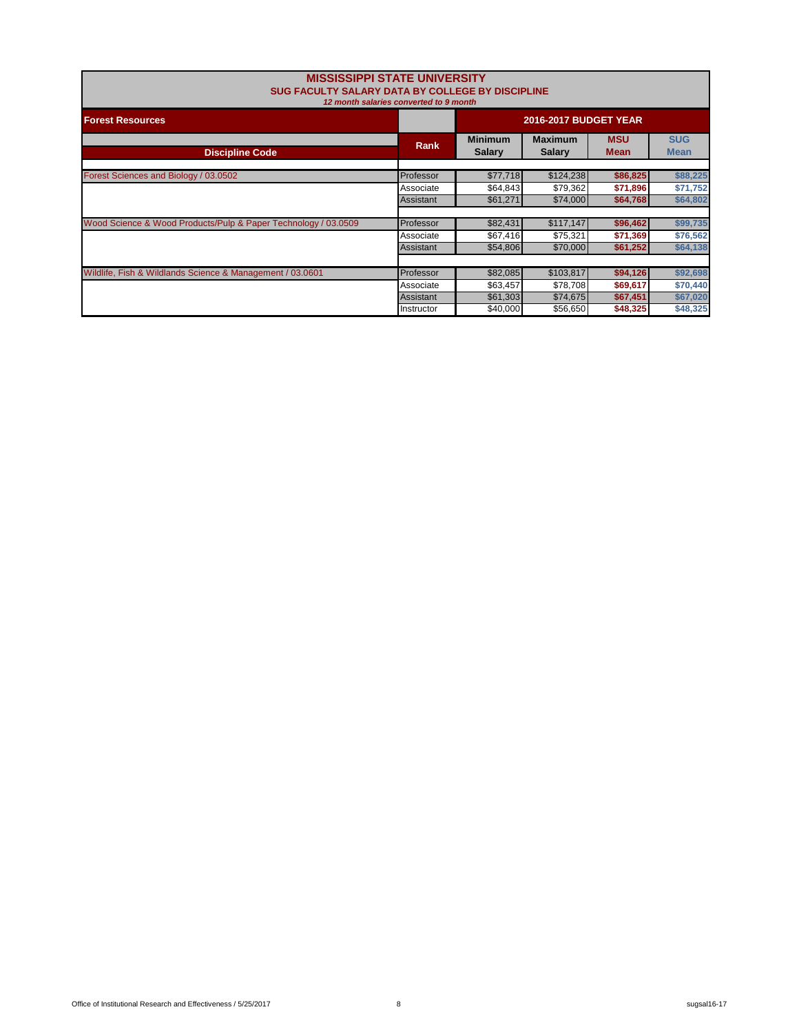# MISSISSIPPI STATE UNIVERSITY

## SUG FACULTY SALARY DATA BY COLLEGE BY DISCIPLINE

*12 month salaries converted to 9 month*

| Forest Resources | | 2016-2017 BUDGET YEAR | | | |
|---|---|---|---|---|---|
| **Discipline Code** | **Rank** | **Minimum Salary** | **Maximum Salary** | **MSU Mean** | **SUG Mean** |
| Forest Sciences and Biology / 03.0502 | Professor | $77,718 | $124,238 | **$86,825** | **$88,225** |
| | Associate | $64,843 | $79,362 | **$71,896** | **$71,752** |
| | Assistant | $61,271 | $74,000 | **$64,768** | **$64,802** |
| Wood Science & Wood Products/Pulp & Paper Technology / 03.0509 | Professor | $82,431 | $117,147 | **$96,462** | **$99,735** |
| | Associate | $67,416 | $75,321 | **$71,369** | **$76,562** |
| | Assistant | $54,806 | $70,000 | **$61,252** | **$64,138** |
| Wildlife, Fish & Wildlands Science & Management / 03.0601 | Professor | $82,085 | $103,817 | **$94,126** | **$92,698** |
| | Associate | $63,457 | $78,708 | **$69,617** | **$70,440** |
| | Assistant | $61,303 | $74,675 | **$67,451** | **$67,020** |
| | Instructor | $40,000 | $56,650 | **$48,325** | **$48,325** |

Office of Institutional Research and Effectiveness / 5/25/2017 — sugsal16-17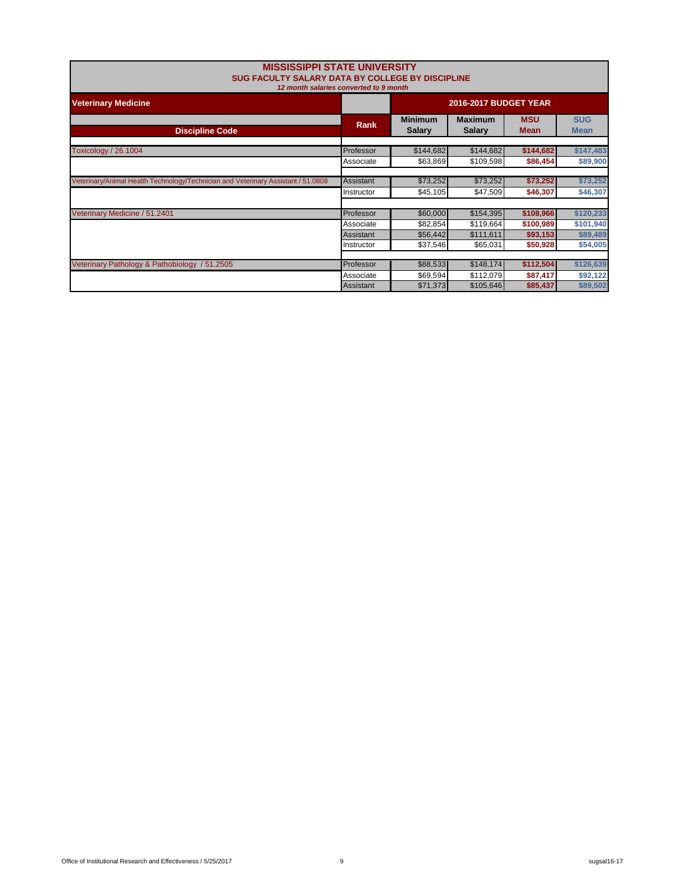# MISSISSIPPI STATE UNIVERSITY

## SUG FACULTY SALARY DATA BY COLLEGE BY DISCIPLINE

*12 month salaries converted to 9 month*

| Veterinary Medicine | | 2016-2017 BUDGET YEAR | | | |
|---|---|---|---|---|---|
| **Discipline Code** | **Rank** | **Minimum Salary** | **Maximum Salary** | **MSU Mean** | **SUG Mean** |
| Toxicology / 26.1004 | Professor | $144,682 | $144,682 | $144,682 | $147,483 |
| | Associate | $63,869 | $109,598 | $86,454 | $89,900 |
| Veterinary/Animal Health Technology/Technician and Veterinary Assistant / 51.0808 | Assistant | $73,252 | $73,252 | $73,252 | $73,252 |
| | Instructor | $45,105 | $47,509 | $46,307 | $46,307 |
| Veterinary Medicine / 51.2401 | Professor | $60,000 | $154,395 | $108,966 | $120,233 |
| | Associate | $82,854 | $119,664 | $100,989 | $101,940 |
| | Assistant | $56,442 | $111,611 | $93,153 | $89,489 |
| | Instructor | $37,546 | $65,031 | $50,928 | $54,005 |
| Veterinary Pathology & Pathobiology / 51.2505 | Professor | $88,533 | $148,174 | $112,504 | $126,639 |
| | Associate | $69,594 | $112,079 | $87,417 | $92,122 |
| | Assistant | $71,373 | $105,646 | $85,437 | $89,502 |

Office of Institutional Research and Effectiveness / 5/25/2017

sugsal16-17